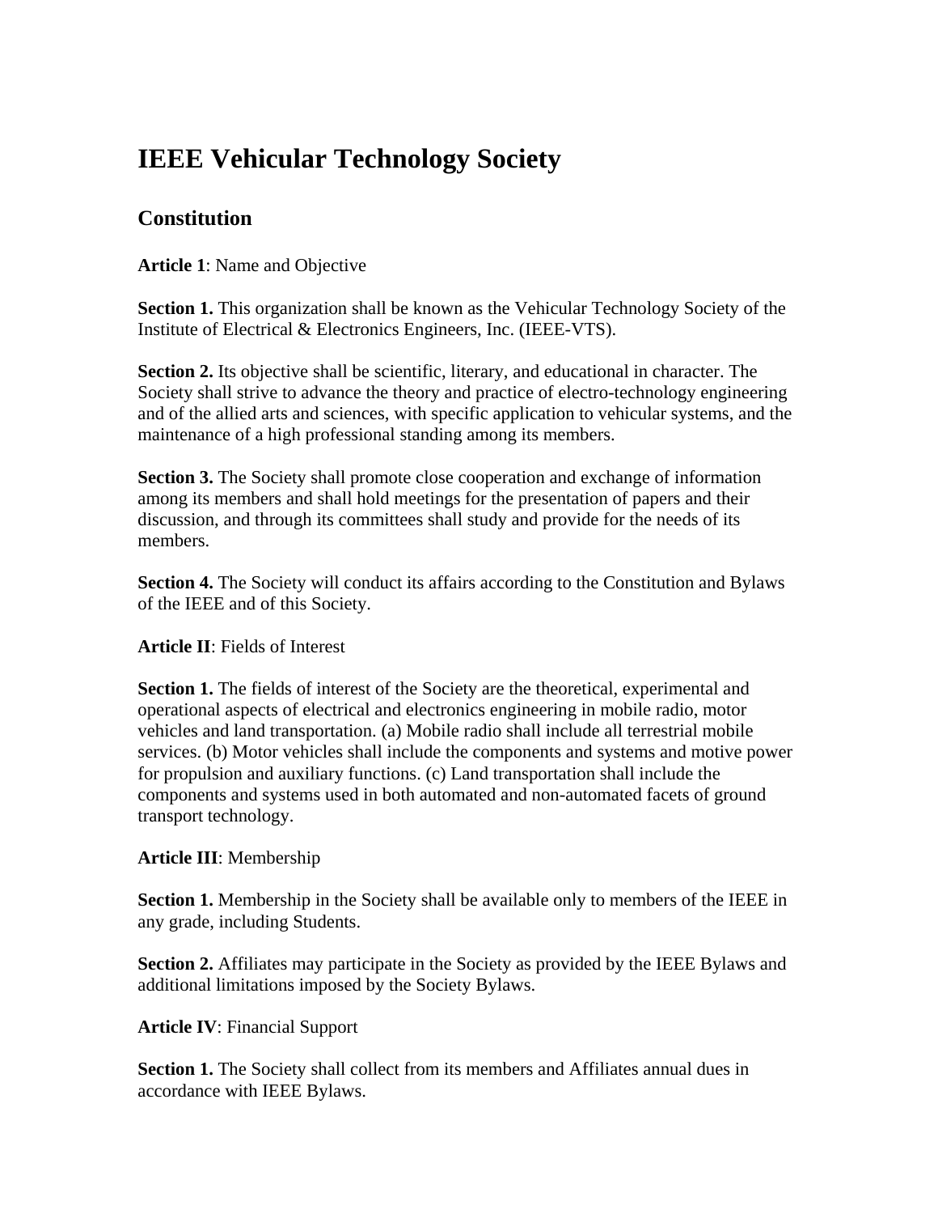# IEEE Vehicular Technology Society

## Constitution

**Article 1**: Name and Objective

**Section 1.** This organization shall be known as the Vehicular Technology Society of the Institute of Electrical & Electronics Engineers, Inc. (IEEE-VTS).

**Section 2.** Its objective shall be scientific, literary, and educational in character. The Society shall strive to advance the theory and practice of electro-technology engineering and of the allied arts and sciences, with specific application to vehicular systems, and the maintenance of a high professional standing among its members.

**Section 3.** The Society shall promote close cooperation and exchange of information among its members and shall hold meetings for the presentation of papers and their discussion, and through its committees shall study and provide for the needs of its members.

**Section 4.** The Society will conduct its affairs according to the Constitution and Bylaws of the IEEE and of this Society.

**Article II**: Fields of Interest

**Section 1.** The fields of interest of the Society are the theoretical, experimental and operational aspects of electrical and electronics engineering in mobile radio, motor vehicles and land transportation. (a) Mobile radio shall include all terrestrial mobile services. (b) Motor vehicles shall include the components and systems and motive power for propulsion and auxiliary functions. (c) Land transportation shall include the components and systems used in both automated and non-automated facets of ground transport technology.

**Article III**: Membership

**Section 1.** Membership in the Society shall be available only to members of the IEEE in any grade, including Students.

**Section 2.** Affiliates may participate in the Society as provided by the IEEE Bylaws and additional limitations imposed by the Society Bylaws.

**Article IV**: Financial Support

**Section 1.** The Society shall collect from its members and Affiliates annual dues in accordance with IEEE Bylaws.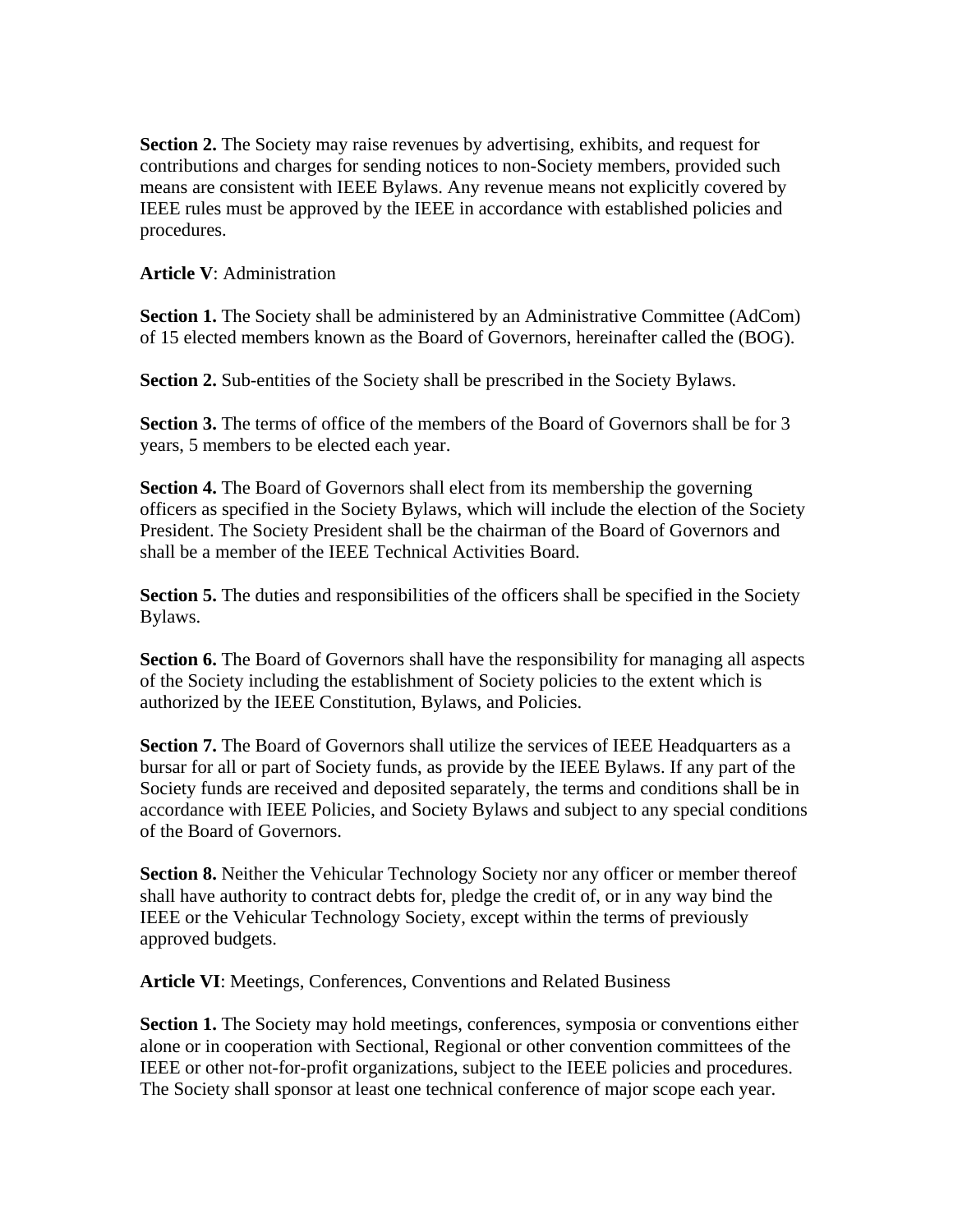**Section 2.** The Society may raise revenues by advertising, exhibits, and request for contributions and charges for sending notices to non-Society members, provided such means are consistent with IEEE Bylaws. Any revenue means not explicitly covered by IEEE rules must be approved by the IEEE in accordance with established policies and procedures.

**Article V**: Administration

**Section 1.** The Society shall be administered by an Administrative Committee (AdCom) of 15 elected members known as the Board of Governors, hereinafter called the (BOG).

**Section 2.** Sub-entities of the Society shall be prescribed in the Society Bylaws.

**Section 3.** The terms of office of the members of the Board of Governors shall be for 3 years, 5 members to be elected each year.

**Section 4.** The Board of Governors shall elect from its membership the governing officers as specified in the Society Bylaws, which will include the election of the Society President. The Society President shall be the chairman of the Board of Governors and shall be a member of the IEEE Technical Activities Board.

**Section 5.** The duties and responsibilities of the officers shall be specified in the Society Bylaws.

**Section 6.** The Board of Governors shall have the responsibility for managing all aspects of the Society including the establishment of Society policies to the extent which is authorized by the IEEE Constitution, Bylaws, and Policies.

**Section 7.** The Board of Governors shall utilize the services of IEEE Headquarters as a bursar for all or part of Society funds, as provide by the IEEE Bylaws. If any part of the Society funds are received and deposited separately, the terms and conditions shall be in accordance with IEEE Policies, and Society Bylaws and subject to any special conditions of the Board of Governors.

**Section 8.** Neither the Vehicular Technology Society nor any officer or member thereof shall have authority to contract debts for, pledge the credit of, or in any way bind the IEEE or the Vehicular Technology Society, except within the terms of previously approved budgets.

**Article VI**: Meetings, Conferences, Conventions and Related Business

**Section 1.** The Society may hold meetings, conferences, symposia or conventions either alone or in cooperation with Sectional, Regional or other convention committees of the IEEE or other not-for-profit organizations, subject to the IEEE policies and procedures. The Society shall sponsor at least one technical conference of major scope each year.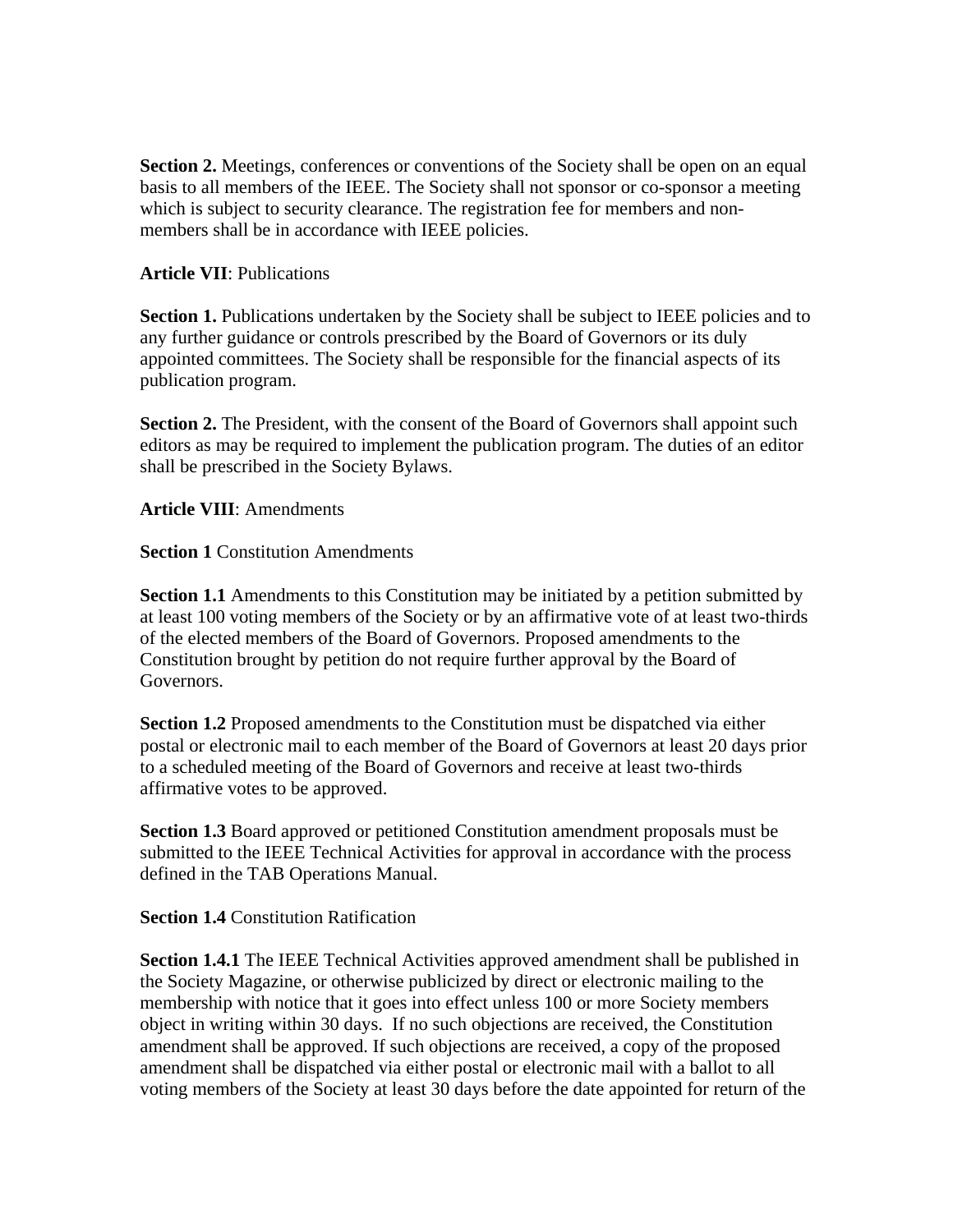**Section 2.** Meetings, conferences or conventions of the Society shall be open on an equal basis to all members of the IEEE. The Society shall not sponsor or co-sponsor a meeting which is subject to security clearance. The registration fee for members and non-members shall be in accordance with IEEE policies.

**Article VII**: Publications

**Section 1.** Publications undertaken by the Society shall be subject to IEEE policies and to any further guidance or controls prescribed by the Board of Governors or its duly appointed committees. The Society shall be responsible for the financial aspects of its publication program.

**Section 2.** The President, with the consent of the Board of Governors shall appoint such editors as may be required to implement the publication program. The duties of an editor shall be prescribed in the Society Bylaws.

**Article VIII**: Amendments

**Section 1** Constitution Amendments

**Section 1.1** Amendments to this Constitution may be initiated by a petition submitted by at least 100 voting members of the Society or by an affirmative vote of at least two-thirds of the elected members of the Board of Governors. Proposed amendments to the Constitution brought by petition do not require further approval by the Board of Governors.

**Section 1.2** Proposed amendments to the Constitution must be dispatched via either postal or electronic mail to each member of the Board of Governors at least 20 days prior to a scheduled meeting of the Board of Governors and receive at least two-thirds affirmative votes to be approved.

**Section 1.3** Board approved or petitioned Constitution amendment proposals must be submitted to the IEEE Technical Activities for approval in accordance with the process defined in the TAB Operations Manual.

**Section 1.4** Constitution Ratification

**Section 1.4.1** The IEEE Technical Activities approved amendment shall be published in the Society Magazine, or otherwise publicized by direct or electronic mailing to the membership with notice that it goes into effect unless 100 or more Society members object in writing within 30 days. If no such objections are received, the Constitution amendment shall be approved. If such objections are received, a copy of the proposed amendment shall be dispatched via either postal or electronic mail with a ballot to all voting members of the Society at least 30 days before the date appointed for return of the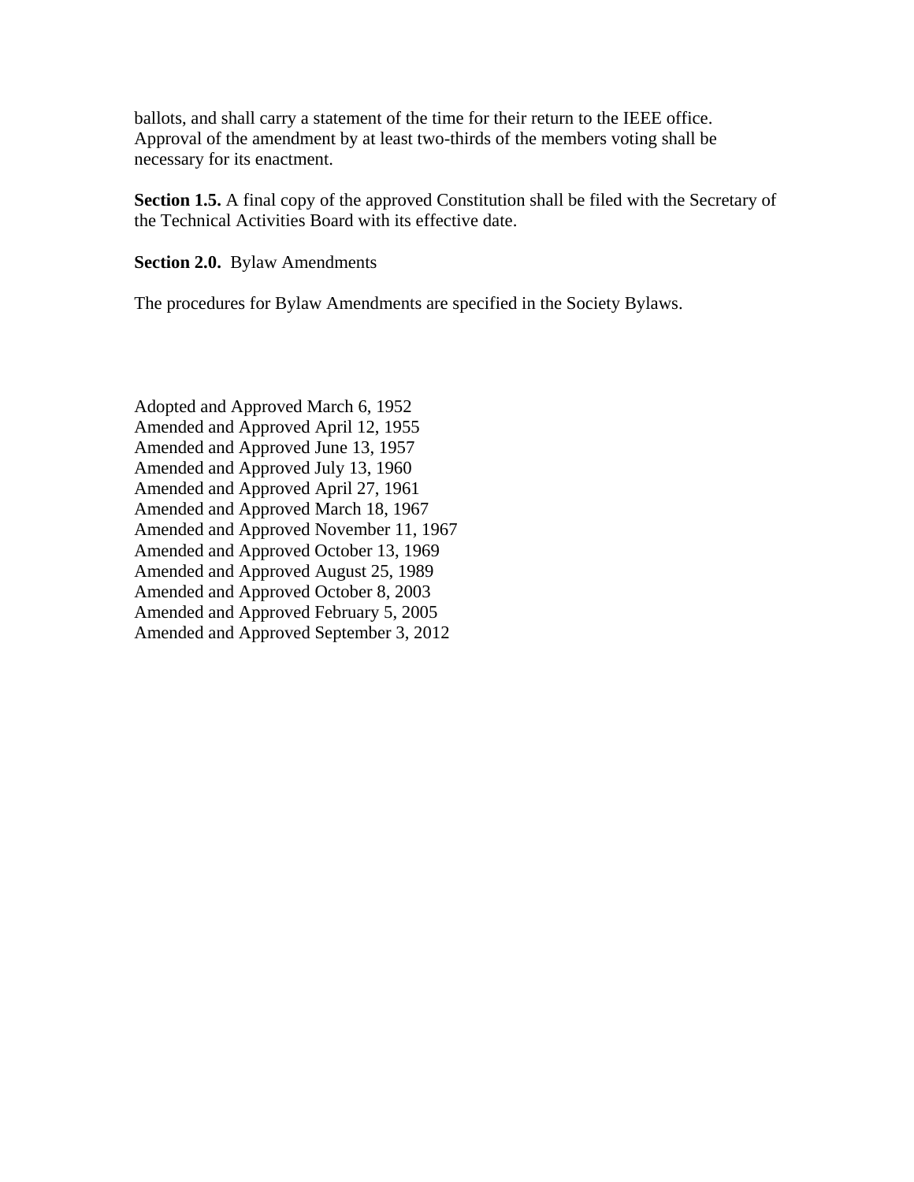ballots, and shall carry a statement of the time for their return to the IEEE office. Approval of the amendment by at least two-thirds of the members voting shall be necessary for its enactment.

**Section 1.5.** A final copy of the approved Constitution shall be filed with the Secretary of the Technical Activities Board with its effective date.

**Section 2.0.** Bylaw Amendments

The procedures for Bylaw Amendments are specified in the Society Bylaws.

Adopted and Approved March 6, 1952
Amended and Approved April 12, 1955
Amended and Approved June 13, 1957
Amended and Approved July 13, 1960
Amended and Approved April 27, 1961
Amended and Approved March 18, 1967
Amended and Approved November 11, 1967
Amended and Approved October 13, 1969
Amended and Approved August 25, 1989
Amended and Approved October 8, 2003
Amended and Approved February 5, 2005
Amended and Approved September 3, 2012